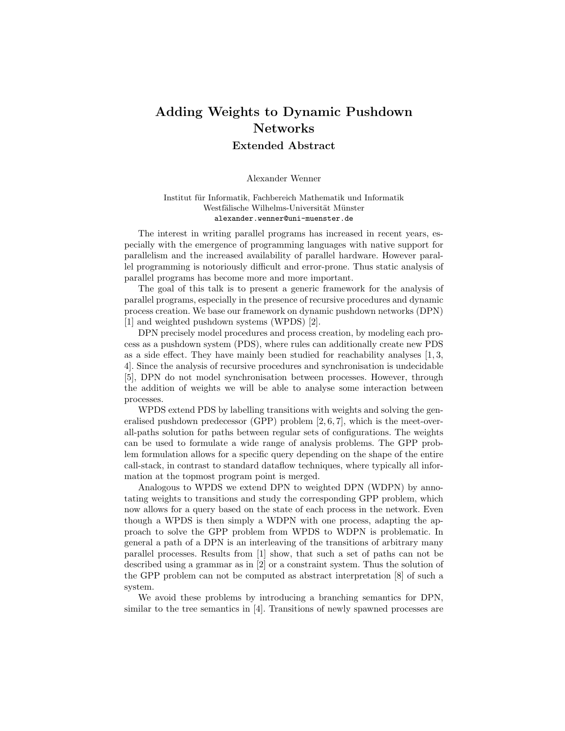# Adding Weights to Dynamic Pushdown Networks

## Extended Abstract

Alexander Wenner

Institut für Informatik, Fachbereich Mathematik und Informatik
Westfälische Wilhelms-Universität Münster
alexander.wenner@uni-muenster.de

The interest in writing parallel programs has increased in recent years, especially with the emergence of programming languages with native support for parallelism and the increased availability of parallel hardware. However parallel programming is notoriously difficult and error-prone. Thus static analysis of parallel programs has become more and more important.

The goal of this talk is to present a generic framework for the analysis of parallel programs, especially in the presence of recursive procedures and dynamic process creation. We base our framework on dynamic pushdown networks (DPN) [1] and weighted pushdown systems (WPDS) [2].

DPN precisely model procedures and process creation, by modeling each process as a pushdown system (PDS), where rules can additionally create new PDS as a side effect. They have mainly been studied for reachability analyses [1, 3, 4]. Since the analysis of recursive procedures and synchronisation is undecidable [5], DPN do not model synchronisation between processes. However, through the addition of weights we will be able to analyse some interaction between processes.

WPDS extend PDS by labelling transitions with weights and solving the generalised pushdown predecessor (GPP) problem [2, 6, 7], which is the meet-over-all-paths solution for paths between regular sets of configurations. The weights can be used to formulate a wide range of analysis problems. The GPP problem formulation allows for a specific query depending on the shape of the entire call-stack, in contrast to standard dataflow techniques, where typically all information at the topmost program point is merged.

Analogous to WPDS we extend DPN to weighted DPN (WDPN) by annotating weights to transitions and study the corresponding GPP problem, which now allows for a query based on the state of each process in the network. Even though a WPDS is then simply a WDPN with one process, adapting the approach to solve the GPP problem from WPDS to WDPN is problematic. In general a path of a DPN is an interleaving of the transitions of arbitrary many parallel processes. Results from [1] show, that such a set of paths can not be described using a grammar as in [2] or a constraint system. Thus the solution of the GPP problem can not be computed as abstract interpretation [8] of such a system.

We avoid these problems by introducing a branching semantics for DPN, similar to the tree semantics in [4]. Transitions of newly spawned processes are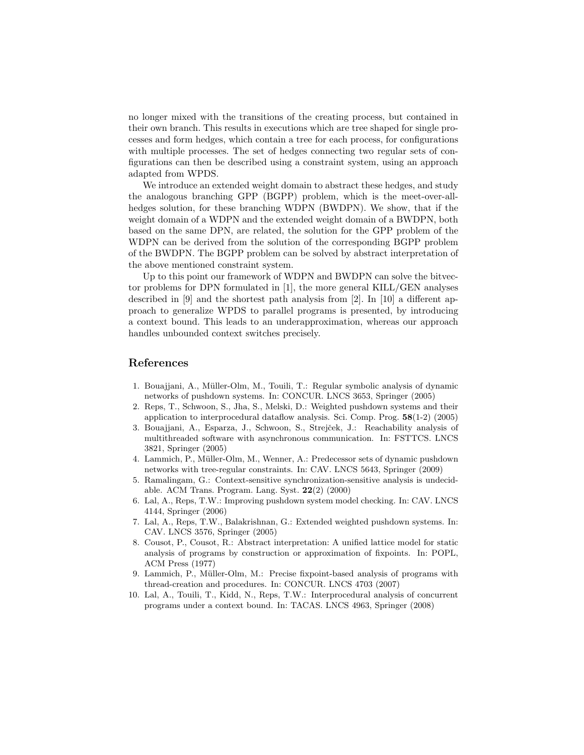no longer mixed with the transitions of the creating process, but contained in their own branch. This results in executions which are tree shaped for single processes and form hedges, which contain a tree for each process, for configurations with multiple processes. The set of hedges connecting two regular sets of configurations can then be described using a constraint system, using an approach adapted from WPDS.

We introduce an extended weight domain to abstract these hedges, and study the analogous branching GPP (BGPP) problem, which is the meet-over-all-hedges solution, for these branching WDPN (BWDPN). We show, that if the weight domain of a WDPN and the extended weight domain of a BWDPN, both based on the same DPN, are related, the solution for the GPP problem of the WDPN can be derived from the solution of the corresponding BGPP problem of the BWDPN. The BGPP problem can be solved by abstract interpretation of the above mentioned constraint system.

Up to this point our framework of WDPN and BWDPN can solve the bitvector problems for DPN formulated in [1], the more general KILL/GEN analyses described in [9] and the shortest path analysis from [2]. In [10] a different approach to generalize WPDS to parallel programs is presented, by introducing a context bound. This leads to an underapproximation, whereas our approach handles unbounded context switches precisely.

## References

1. Bouajjani, A., Müller-Olm, M., Touili, T.: Regular symbolic analysis of dynamic networks of pushdown systems. In: CONCUR. LNCS 3653, Springer (2005)
2. Reps, T., Schwoon, S., Jha, S., Melski, D.: Weighted pushdown systems and their application to interprocedural dataflow analysis. Sci. Comp. Prog. **58**(1-2) (2005)
3. Bouajjani, A., Esparza, J., Schwoon, S., Strejček, J.: Reachability analysis of multithreaded software with asynchronous communication. In: FSTTCS. LNCS 3821, Springer (2005)
4. Lammich, P., Müller-Olm, M., Wenner, A.: Predecessor sets of dynamic pushdown networks with tree-regular constraints. In: CAV. LNCS 5643, Springer (2009)
5. Ramalingam, G.: Context-sensitive synchronization-sensitive analysis is undecidable. ACM Trans. Program. Lang. Syst. **22**(2) (2000)
6. Lal, A., Reps, T.W.: Improving pushdown system model checking. In: CAV. LNCS 4144, Springer (2006)
7. Lal, A., Reps, T.W., Balakrishnan, G.: Extended weighted pushdown systems. In: CAV. LNCS 3576, Springer (2005)
8. Cousot, P., Cousot, R.: Abstract interpretation: A unified lattice model for static analysis of programs by construction or approximation of fixpoints. In: POPL, ACM Press (1977)
9. Lammich, P., Müller-Olm, M.: Precise fixpoint-based analysis of programs with thread-creation and procedures. In: CONCUR. LNCS 4703 (2007)
10. Lal, A., Touili, T., Kidd, N., Reps, T.W.: Interprocedural analysis of concurrent programs under a context bound. In: TACAS. LNCS 4963, Springer (2008)